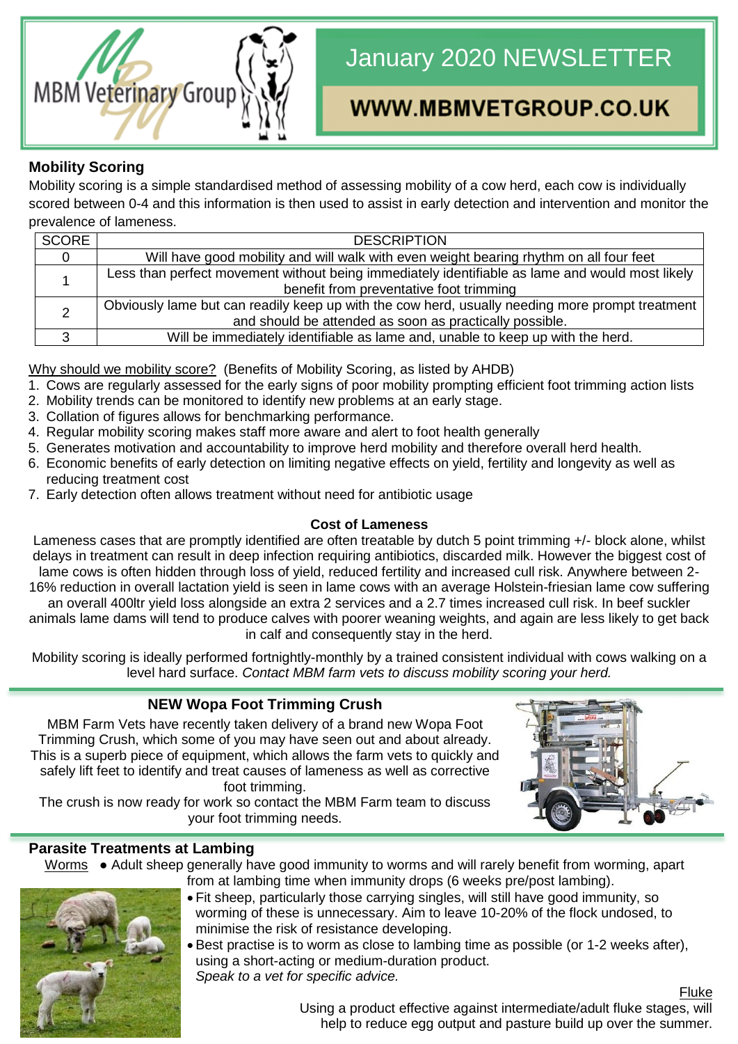MBM Veterinary Group

# January 2020 NEWSLETTER

**WWW.MBMVETGROUP.CO.UK**

## Mobility Scoring

Mobility scoring is a simple standardised method of assessing mobility of a cow herd, each cow is individually scored between 0-4 and this information is then used to assist in early detection and intervention and monitor the prevalence of lameness.

| SCORE | DESCRIPTION |
|---|---|
| 0 | Will have good mobility and will walk with even weight bearing rhythm on all four feet |
| 1 | Less than perfect movement without being immediately identifiable as lame and would most likely benefit from preventative foot trimming |
| 2 | Obviously lame but can readily keep up with the cow herd, usually needing more prompt treatment and should be attended as soon as practically possible. |
| 3 | Will be immediately identifiable as lame and, unable to keep up with the herd. |

Why should we mobility score? (Benefits of Mobility Scoring, as listed by AHDB)

1. Cows are regularly assessed for the early signs of poor mobility prompting efficient foot trimming action lists
2. Mobility trends can be monitored to identify new problems at an early stage.
3. Collation of figures allows for benchmarking performance.
4. Regular mobility scoring makes staff more aware and alert to foot health generally
5. Generates motivation and accountability to improve herd mobility and therefore overall herd health.
6. Economic benefits of early detection on limiting negative effects on yield, fertility and longevity as well as reducing treatment cost
7. Early detection often allows treatment without need for antibiotic usage

**Cost of Lameness**

Lameness cases that are promptly identified are often treatable by dutch 5 point trimming +/- block alone, whilst delays in treatment can result in deep infection requiring antibiotics, discarded milk. However the biggest cost of lame cows is often hidden through loss of yield, reduced fertility and increased cull risk. Anywhere between 2-16% reduction in overall lactation yield is seen in lame cows with an average Holstein-friesian lame cow suffering an overall 400ltr yield loss alongside an extra 2 services and a 2.7 times increased cull risk. In beef suckler animals lame dams will tend to produce calves with poorer weaning weights, and again are less likely to get back in calf and consequently stay in the herd.

Mobility scoring is ideally performed fortnightly-monthly by a trained consistent individual with cows walking on a level hard surface. *Contact MBM farm vets to discuss mobility scoring your herd.*

## NEW Wopa Foot Trimming Crush

MBM Farm Vets have recently taken delivery of a brand new Wopa Foot Trimming Crush, which some of you may have seen out and about already. This is a superb piece of equipment, which allows the farm vets to quickly and safely lift feet to identify and treat causes of lameness as well as corrective foot trimming.

The crush is now ready for work so contact the MBM Farm team to discuss your foot trimming needs.

## Parasite Treatments at Lambing

Worms

- Adult sheep generally have good immunity to worms and will rarely benefit from worming, apart from at lambing time when immunity drops (6 weeks pre/post lambing).
- Fit sheep, particularly those carrying singles, will still have good immunity, so worming of these is unnecessary. Aim to leave 10-20% of the flock undosed, to minimise the risk of resistance developing.
- Best practise is to worm as close to lambing time as possible (or 1-2 weeks after), using a short-acting or medium-duration product.

*Speak to a vet for specific advice.*

Fluke

Using a product effective against intermediate/adult fluke stages, will help to reduce egg output and pasture build up over the summer.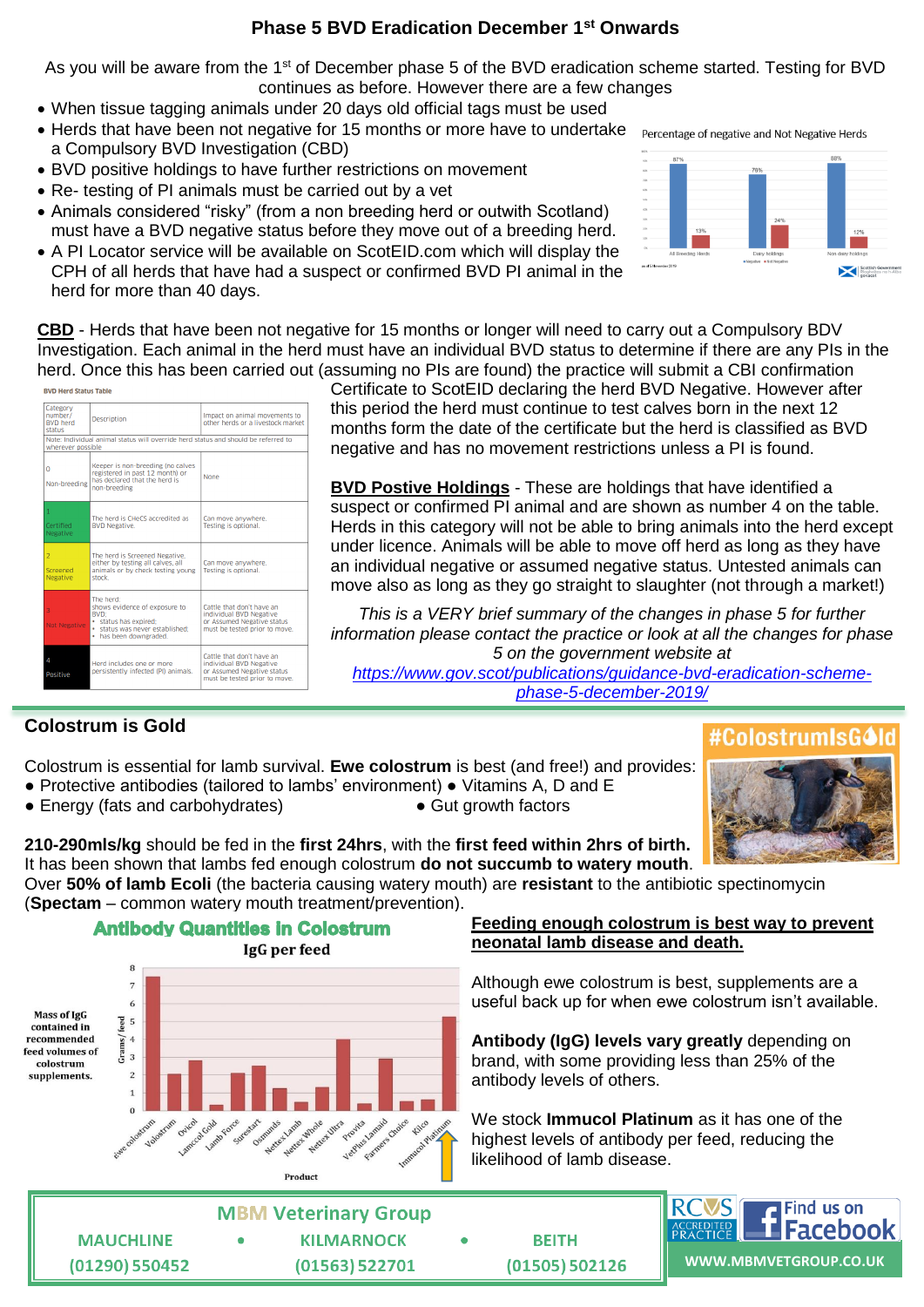## Phase 5 BVD Eradication December 1st Onwards

As you will be aware from the 1st of December phase 5 of the BVD eradication scheme started. Testing for BVD continues as before. However there are a few changes

- When tissue tagging animals under 20 days old official tags must be used
- Herds that have been not negative for 15 months or more have to undertake a Compulsory BVD Investigation (CBD)
- BVD positive holdings to have further restrictions on movement
- Re- testing of PI animals must be carried out by a vet
- Animals considered "risky" (from a non breeding herd or outwith Scotland) must have a BVD negative status before they move out of a breeding herd.
- A PI Locator service will be available on ScotEID.com which will display the CPH of all herds that have had a suspect or confirmed BVD PI animal in the herd for more than 40 days.

Percentage of negative and Not Negative Herds

87%
13%
76%
24%
88%
12%
All Breeding Herds
Dairy holdings
Non dairy holdings
Negative
Not Negative

**CBD** - Herds that have been not negative for 15 months or longer will need to carry out a Compulsory BDV Investigation. Each animal in the herd must have an individual BVD status to determine if there are any PIs in the herd. Once this has been carried out (assuming no PIs are found) the practice will submit a CBI confirmation Certificate to ScotEID declaring the herd BVD Negative. However after this period the herd must continue to test calves born in the next 12 months form the date of the certificate but the herd is classified as BVD negative and has no movement restrictions unless a PI is found.

BVD Herd Status Table

| Category number/ BVD herd status | Description | Impact on animal movements to other herds or a livestock market |
|---|---|---|
| Note: Individual animal status will override herd status and should be referred to wherever possible | | |
| 0 Non-breeding | Keeper is non-breeding (no calves registered in past 12 month) or has declared that the herd is non-breeding | None |
| 1 Certified Negative | The herd is CHeCS accredited as BVD Negative. | Can move anywhere. Testing is optional. |
| 2 Screened Negative | The herd is Screened Negative, either by testing all calves, all animals or by check testing young stock. | Can move anywhere. Testing is optional. |
| 3 Not Negative | The herd: shows evidence of exposure to BVD; • status has expired; • status was never established; • has been downgraded. | Cattle that don't have an individual BVD Negative or Assumed Negative status must be tested prior to move. |
| 4 Positive | Herd includes one or more persistently infected (PI) animals. | Cattle that don't have an individual BVD Negative or Assumed Negative status must be tested prior to move. |

**BVD Postive Holdings** - These are holdings that have identified a suspect or confirmed PI animal and are shown as number 4 on the table. Herds in this category will not be able to bring animals into the herd except under licence. Animals will be able to move off herd as long as they have an individual negative or assumed negative status. Untested animals can move also as long as they go straight to slaughter (not through a market!)

*This is a VERY brief summary of the changes in phase 5 for further information please contact the practice or look at all the changes for phase 5 on the government website at* https://www.gov.scot/publications/guidance-bvd-eradication-scheme-phase-5-december-2019/

## Colostrum is Gold

#ColostrumIsGold

Colostrum is essential for lamb survival. **Ewe colostrum** is best (and free!) and provides:

- Protective antibodies (tailored to lambs' environment)
- Vitamins A, D and E
- Energy (fats and carbohydrates)
- Gut growth factors

**210-290mls/kg** should be fed in the **first 24hrs**, with the **first feed within 2hrs of birth.** It has been shown that lambs fed enough colostrum **do not succumb to watery mouth**. Over **50% of lamb Ecoli** (the bacteria causing watery mouth) are **resistant** to the antibiotic spectinomycin (**Spectam** – common watery mouth treatment/prevention).

Antibody Quantities in Colostrum

IgG per feed

Mass of IgG contained in recommended feed volumes of colostrum supplements.

Grams/ feed

0 1 2 3 4 5 6 7 8

Ewe colostrum, Volostrum, Ovicol, Lamcol Gold, Lamb Force, Surestart, Osmunds, Nettex Lamb, Nettex Whole, Nettex Ultra, Provita, VetPlus Lamaid, Farmers Choice, Kilco, Immucol Platinum

Product

**Feeding enough colostrum is best way to prevent neonatal lamb disease and death.**

Although ewe colostrum is best, supplements are a useful back up for when ewe colostrum isn't available.

**Antibody (IgG) levels vary greatly** depending on brand, with some providing less than 25% of the antibody levels of others.

We stock **Immucol Platinum** as it has one of the highest levels of antibody per feed, reducing the likelihood of lamb disease.

MBM Veterinary Group

MAUCHLINE (01290) 550452 • KILMARNOCK (01563) 522701 • BEITH (01505) 502126

RCVS ACCREDITED PRACTICE

Find us on Facebook

WWW.MBMVETGROUP.CO.UK